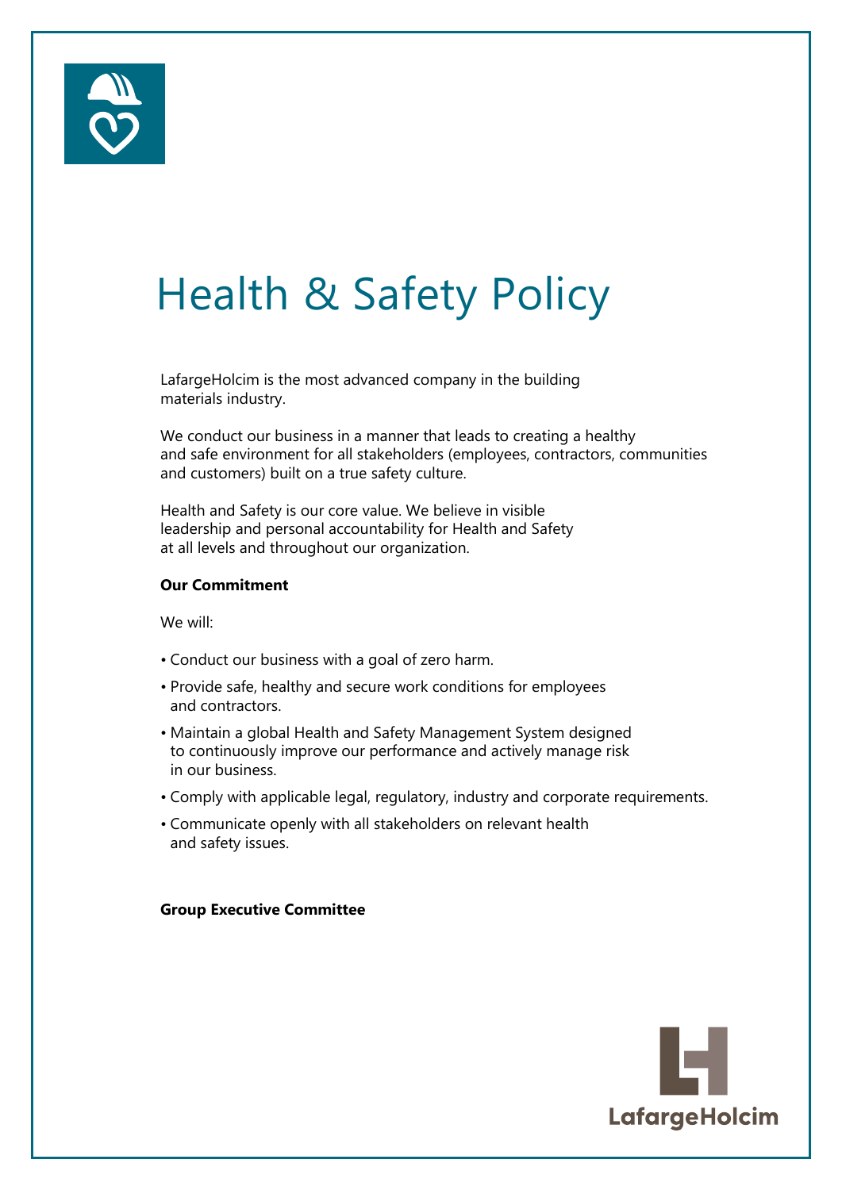# Health & Safety Policy

LafargeHolcim is the most advanced company in the building materials industry.

We conduct our business in a manner that leads to creating a healthy and safe environment for all stakeholders (employees, contractors, communities and customers) built on a true safety culture.

Health and Safety is our core value. We believe in visible leadership and personal accountability for Health and Safety at all levels and throughout our organization.

**Our Commitment**

We will:

- Conduct our business with a goal of zero harm.
- Provide safe, healthy and secure work conditions for employees and contractors.
- Maintain a global Health and Safety Management System designed to continuously improve our performance and actively manage risk in our business.
- Comply with applicable legal, regulatory, industry and corporate requirements.
- Communicate openly with all stakeholders on relevant health and safety issues.

**Group Executive Committee**

LafargeHolcim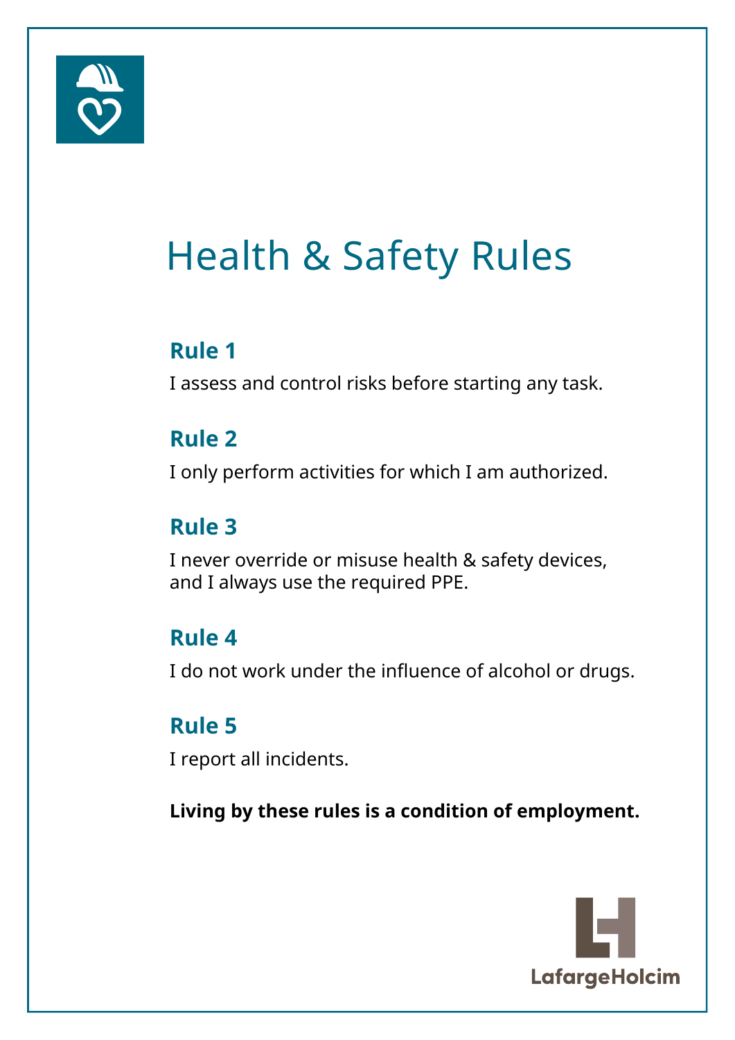# Health & Safety Rules

## Rule 1

I assess and control risks before starting any task.

## Rule 2

I only perform activities for which I am authorized.

## Rule 3

I never override or misuse health & safety devices, and I always use the required PPE.

## Rule 4

I do not work under the influence of alcohol or drugs.

## Rule 5

I report all incidents.

**Living by these rules is a condition of employment.**

LafargeHolcim